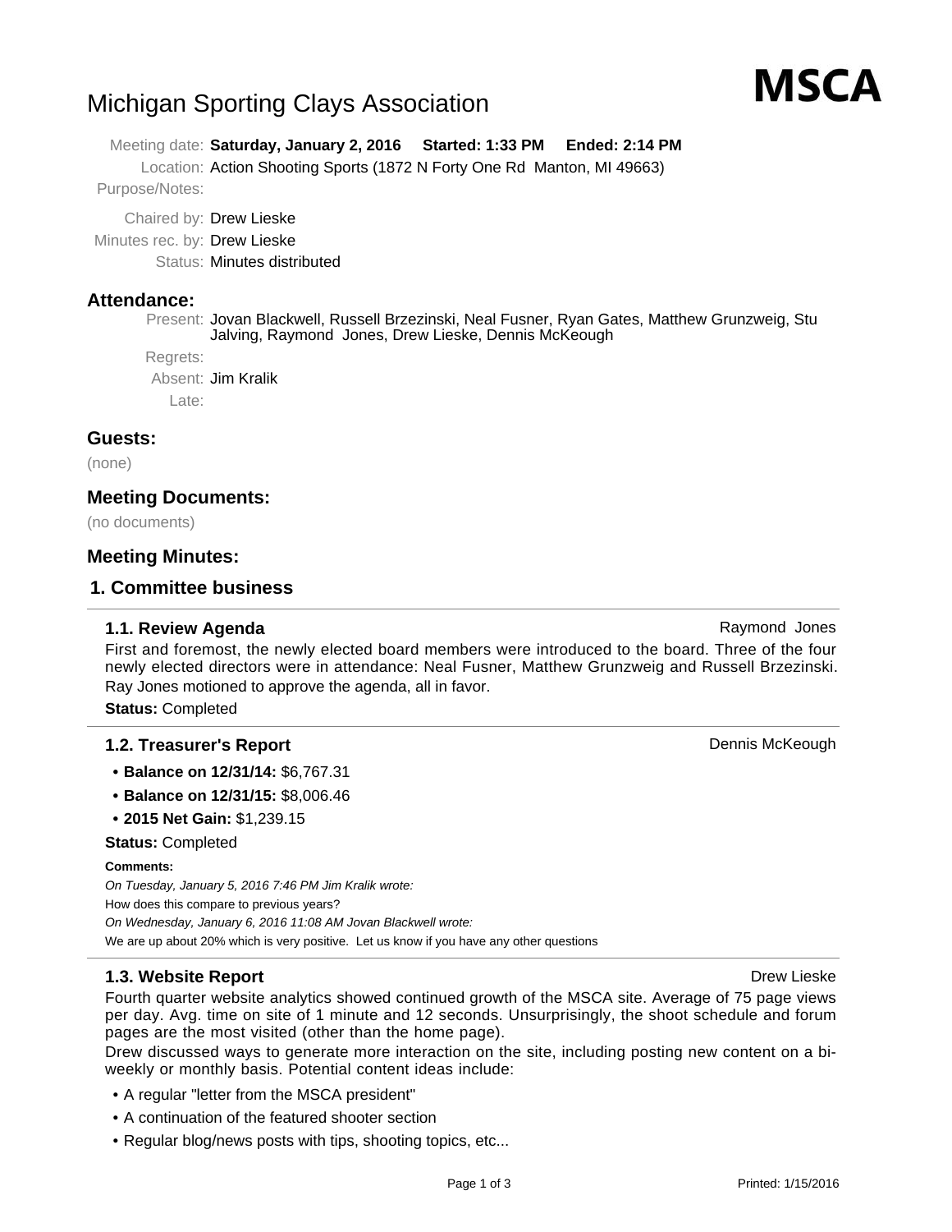# MSCA

# Michigan Sporting Clays Association

Meeting date: **Saturday, January 2, 2016 Started: 1:33 PM Ended: 2:14 PM**

Location: Action Shooting Sports (1872 N Forty One Rd Manton, MI 49663)

Purpose/Notes:

Chaired by: Drew Lieske

Minutes rec. by: Drew Lieske

Status: Minutes distributed

## Attendance:

Present: Jovan Blackwell, Russell Brzezinski, Neal Fusner, Ryan Gates, Matthew Grunzweig, Stu Jalving, Raymond Jones, Drew Lieske, Dennis McKeough

Regrets:

Absent: Jim Kralik

Late:

## Guests:

(none)

## Meeting Documents:

(no documents)

## Meeting Minutes:

## 1. Committee business

### 1.1. Review Agenda

Raymond Jones

First and foremost, the newly elected board members were introduced to the board. Three of the four newly elected directors were in attendance: Neal Fusner, Matthew Grunzweig and Russell Brzezinski. Ray Jones motioned to approve the agenda, all in favor.

**Status:** Completed

### 1.2. Treasurer's Report

Dennis McKeough

- **Balance on 12/31/14:** $6,767.31
- **Balance on 12/31/15:** $8,006.46
- **2015 Net Gain:** $1,239.15

**Status:** Completed

**Comments:**

*On Tuesday, January 5, 2016 7:46 PM Jim Kralik wrote:*

How does this compare to previous years?

*On Wednesday, January 6, 2016 11:08 AM Jovan Blackwell wrote:*

We are up about 20% which is very positive. Let us know if you have any other questions

### 1.3. Website Report

Drew Lieske

Fourth quarter website analytics showed continued growth of the MSCA site. Average of 75 page views per day. Avg. time on site of 1 minute and 12 seconds. Unsurprisingly, the shoot schedule and forum pages are the most visited (other than the home page).

Drew discussed ways to generate more interaction on the site, including posting new content on a bi-weekly or monthly basis. Potential content ideas include:

- A regular "letter from the MSCA president"
- A continuation of the featured shooter section
- Regular blog/news posts with tips, shooting topics, etc...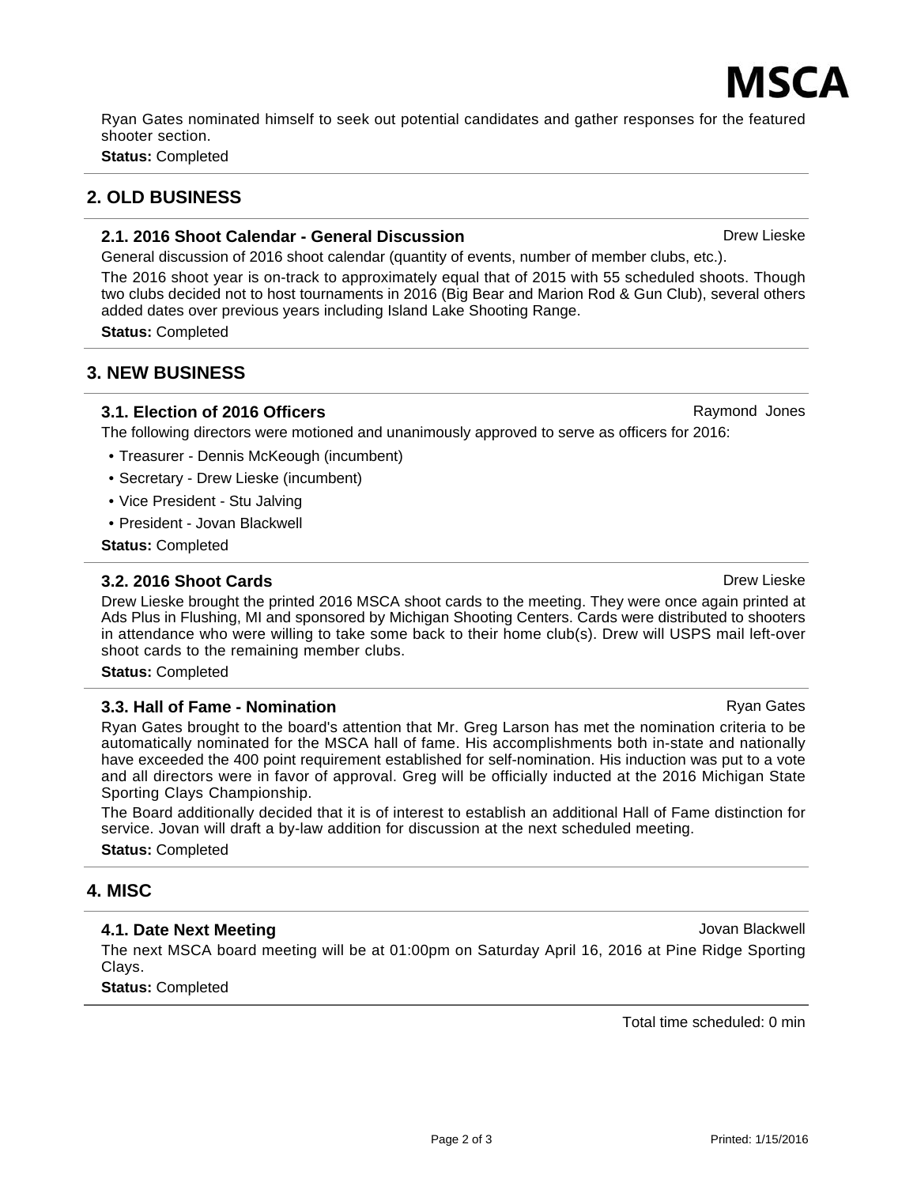Ryan Gates nominated himself to seek out potential candidates and gather responses for the featured shooter section.

**Status:** Completed

## 2. OLD BUSINESS

### 2.1. 2016 Shoot Calendar - General Discussion

Drew Lieske

General discussion of 2016 shoot calendar (quantity of events, number of member clubs, etc.).

The 2016 shoot year is on-track to approximately equal that of 2015 with 55 scheduled shoots. Though two clubs decided not to host tournaments in 2016 (Big Bear and Marion Rod & Gun Club), several others added dates over previous years including Island Lake Shooting Range.

**Status:** Completed

## 3. NEW BUSINESS

### 3.1. Election of 2016 Officers

Raymond Jones

The following directors were motioned and unanimously approved to serve as officers for 2016:

- Treasurer - Dennis McKeough (incumbent)
- Secretary - Drew Lieske (incumbent)
- Vice President - Stu Jalving
- President - Jovan Blackwell

**Status:** Completed

### 3.2. 2016 Shoot Cards

Drew Lieske

Drew Lieske brought the printed 2016 MSCA shoot cards to the meeting. They were once again printed at Ads Plus in Flushing, MI and sponsored by Michigan Shooting Centers. Cards were distributed to shooters in attendance who were willing to take some back to their home club(s). Drew will USPS mail left-over shoot cards to the remaining member clubs.

**Status:** Completed

### 3.3. Hall of Fame - Nomination

Ryan Gates

Ryan Gates brought to the board's attention that Mr. Greg Larson has met the nomination criteria to be automatically nominated for the MSCA hall of fame. His accomplishments both in-state and nationally have exceeded the 400 point requirement established for self-nomination. His induction was put to a vote and all directors were in favor of approval. Greg will be officially inducted at the 2016 Michigan State Sporting Clays Championship.

The Board additionally decided that it is of interest to establish an additional Hall of Fame distinction for service. Jovan will draft a by-law addition for discussion at the next scheduled meeting.

**Status:** Completed

## 4. MISC

### 4.1. Date Next Meeting

Jovan Blackwell

The next MSCA board meeting will be at 01:00pm on Saturday April 16, 2016 at Pine Ridge Sporting Clays.

**Status:** Completed

Total time scheduled: 0 min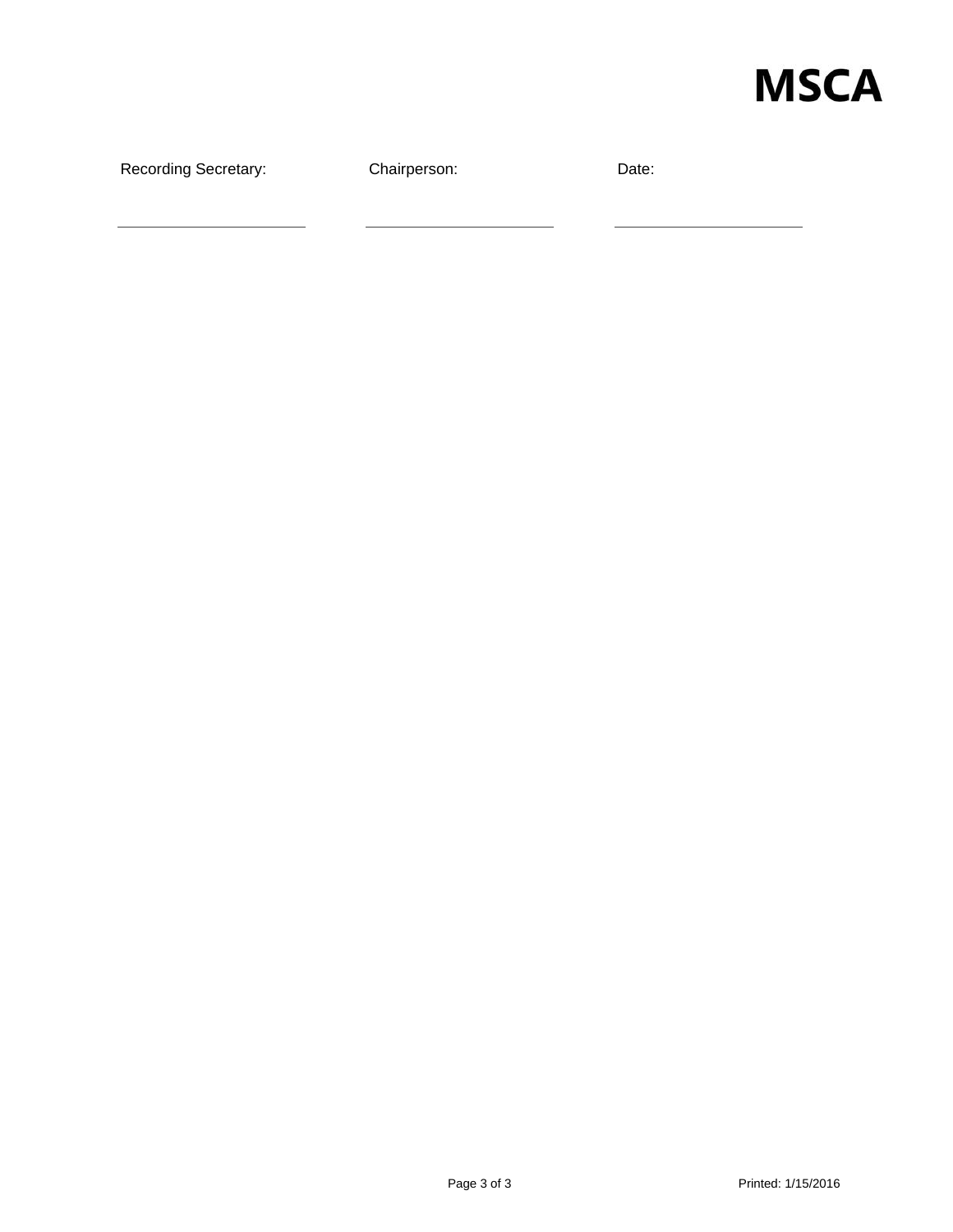**MSCA**

| Recording Secretary: | Chairperson: | Date: |
| --- | --- | --- |
| ______________________ | ______________________ | ______________________ |